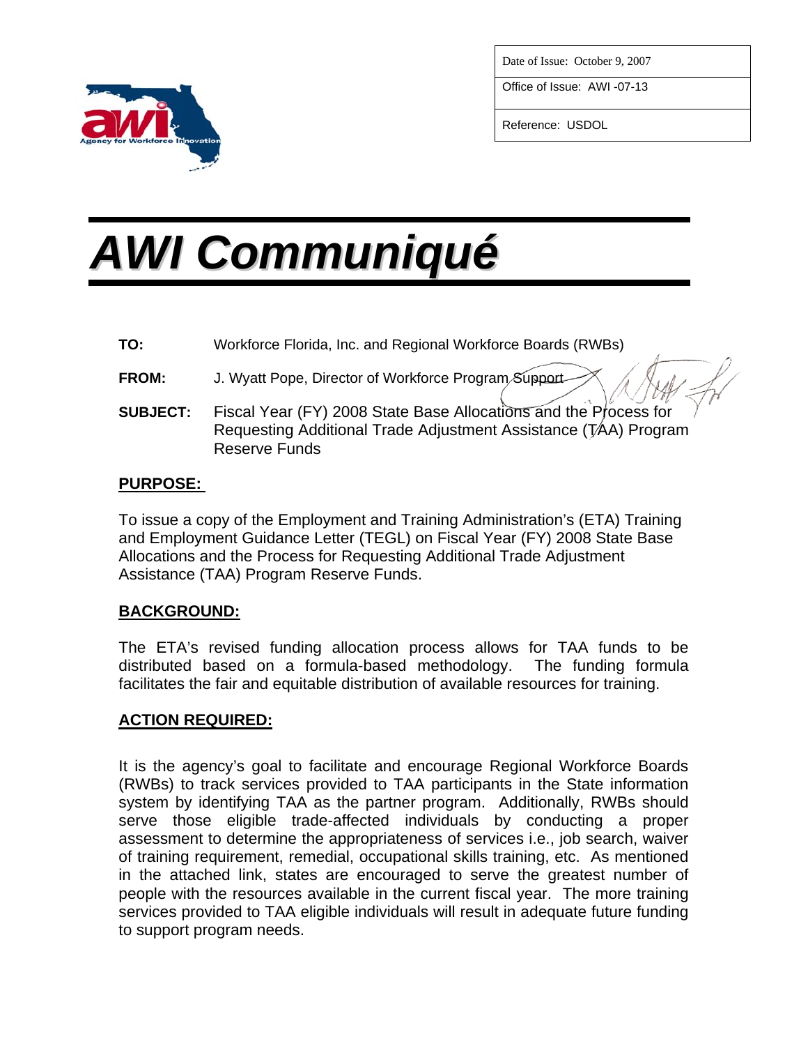Agency for Workforce Innovation

| Date of Issue: October 9, 2007 |
| --- |
| Office of Issue: AWI -07-13 |
| Reference: USDOL |

# AWI Communiqué

**TO:** Workforce Florida, Inc. and Regional Workforce Boards (RWBs)

**FROM:** J. Wyatt Pope, Director of Workforce Program Support

**SUBJECT:** Fiscal Year (FY) 2008 State Base Allocations and the Process for Requesting Additional Trade Adjustment Assistance (TAA) Program Reserve Funds

## PURPOSE:

To issue a copy of the Employment and Training Administration's (ETA) Training and Employment Guidance Letter (TEGL) on Fiscal Year (FY) 2008 State Base Allocations and the Process for Requesting Additional Trade Adjustment Assistance (TAA) Program Reserve Funds.

## BACKGROUND:

The ETA's revised funding allocation process allows for TAA funds to be distributed based on a formula-based methodology. The funding formula facilitates the fair and equitable distribution of available resources for training.

## ACTION REQUIRED:

It is the agency's goal to facilitate and encourage Regional Workforce Boards (RWBs) to track services provided to TAA participants in the State information system by identifying TAA as the partner program. Additionally, RWBs should serve those eligible trade-affected individuals by conducting a proper assessment to determine the appropriateness of services i.e., job search, waiver of training requirement, remedial, occupational skills training, etc. As mentioned in the attached link, states are encouraged to serve the greatest number of people with the resources available in the current fiscal year. The more training services provided to TAA eligible individuals will result in adequate future funding to support program needs.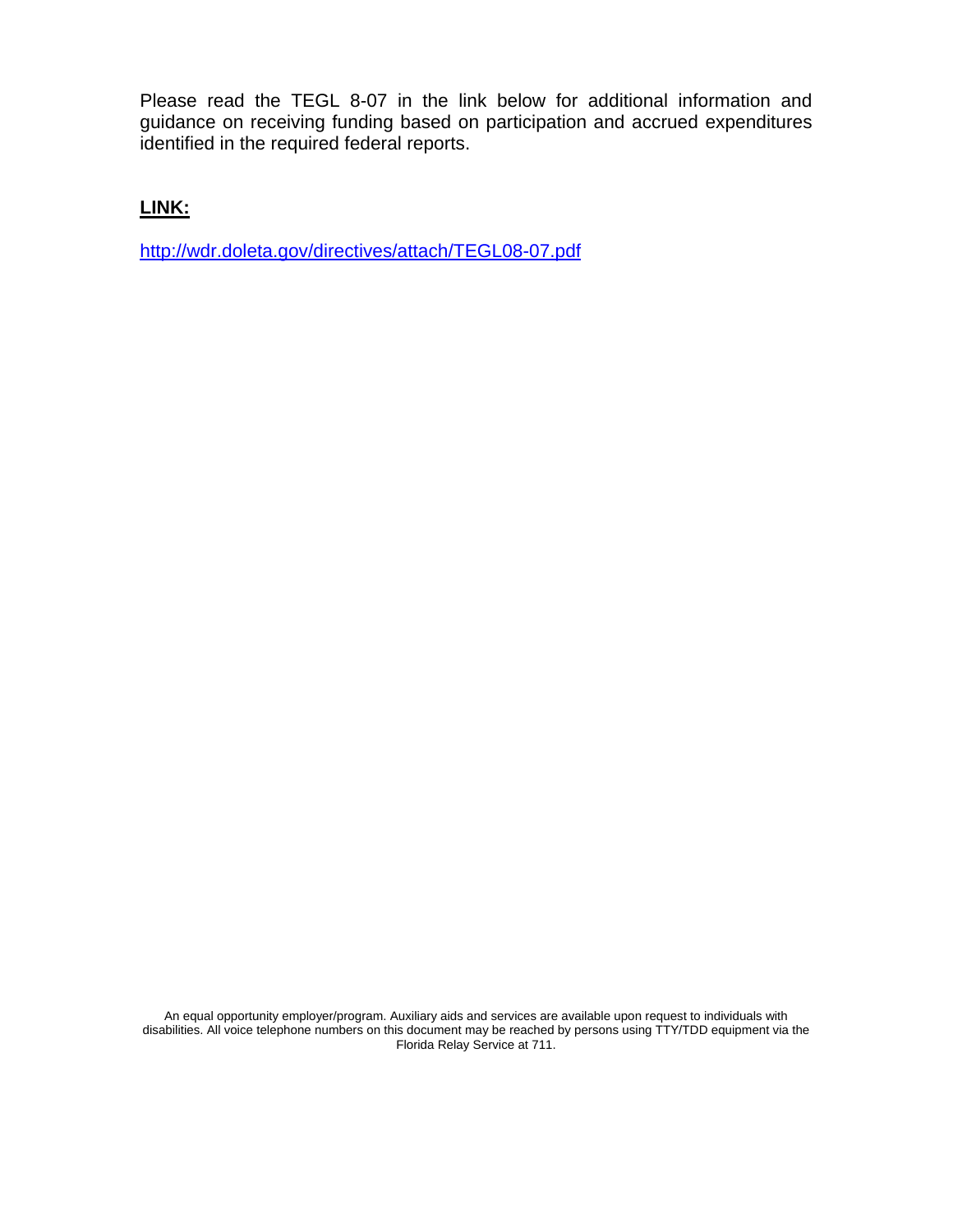Please read the TEGL 8-07 in the link below for additional information and guidance on receiving funding based on participation and accrued expenditures identified in the required federal reports.

**LINK:**

http://wdr.doleta.gov/directives/attach/TEGL08-07.pdf

An equal opportunity employer/program. Auxiliary aids and services are available upon request to individuals with disabilities. All voice telephone numbers on this document may be reached by persons using TTY/TDD equipment via the Florida Relay Service at 711.